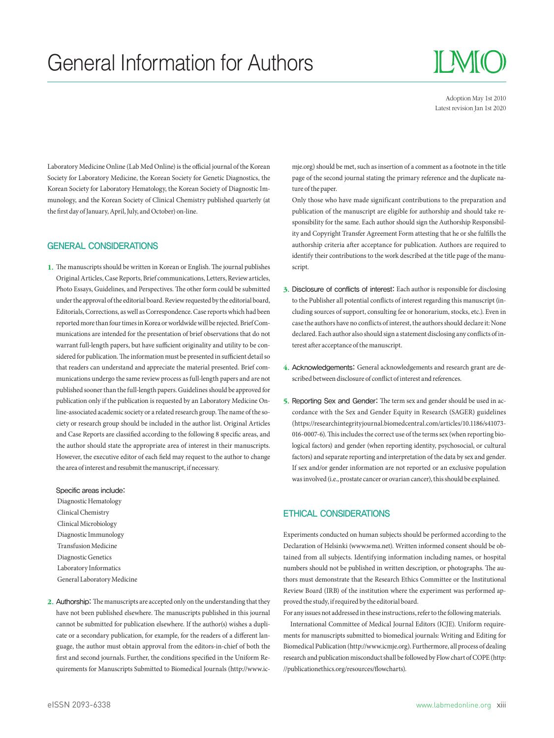# General Information for Authors

Adoption May 1st 2010
Latest revision Jan 1st 2020

Laboratory Medicine Online (Lab Med Online) is the official journal of the Korean Society for Laboratory Medicine, the Korean Society for Genetic Diagnostics, the Korean Society for Laboratory Hematology, the Korean Society of Diagnostic Immunology, and the Korean Society of Clinical Chemistry published quarterly (at the first day of January, April, July, and October) on-line.

## GENERAL CONSIDERATIONS

**1.** The manuscripts should be written in Korean or English. The journal publishes Original Articles, Case Reports, Brief communications, Letters, Review articles, Photo Essays, Guidelines, and Perspectives. The other form could be submitted under the approval of the editorial board. Review requested by the editorial board, Editorials, Corrections, as well as Correspondence. Case reports which had been reported more than four times in Korea or worldwide will be rejected. Brief Communications are intended for the presentation of brief observations that do not warrant full-length papers, but have sufficient originality and utility to be considered for publication. The information must be presented in sufficient detail so that readers can understand and appreciate the material presented. Brief communications undergo the same review process as full-length papers and are not published sooner than the full-length papers. Guidelines should be approved for publication only if the publication is requested by an Laboratory Medicine Online-associated academic society or a related research group. The name of the society or research group should be included in the author list. Original Articles and Case Reports are classified according to the following 8 specific areas, and the author should state the appropriate area of interest in their manuscripts. However, the executive editor of each field may request to the author to change the area of interest and resubmit the manuscript, if necessary.

Specific areas include:

- Diagnostic Hematology
- Clinical Chemistry
- Clinical Microbiology
- Diagnostic Immunology
- Transfusion Medicine
- Diagnostic Genetics
- Laboratory Informatics
- General Laboratory Medicine

**2. Authorship:** The manuscripts are accepted only on the understanding that they have not been published elsewhere. The manuscripts published in this journal cannot be submitted for publication elsewhere. If the author(s) wishes a duplicate or a secondary publication, for example, for the readers of a different language, the author must obtain approval from the editors-in-chief of both the first and second journals. Further, the conditions specified in the Uniform Requirements for Manuscripts Submitted to Biomedical Journals (http://www.icmje.org) should be met, such as insertion of a comment as a footnote in the title page of the second journal stating the primary reference and the duplicate nature of the paper.

Only those who have made significant contributions to the preparation and publication of the manuscript are eligible for authorship and should take responsibility for the same. Each author should sign the Authorship Responsibility and Copyright Transfer Agreement Form attesting that he or she fulfills the authorship criteria after acceptance for publication. Authors are required to identify their contributions to the work described at the title page of the manuscript.

**3. Disclosure of conflicts of interest:** Each author is responsible for disclosing to the Publisher all potential conflicts of interest regarding this manuscript (including sources of support, consulting fee or honorarium, stocks, etc.). Even in case the authors have no conflicts of interest, the authors should declare it: None declared. Each author also should sign a statement disclosing any conflicts of interest after acceptance of the manuscript.

**4. Acknowledgements:** General acknowledgements and research grant are described between disclosure of conflict of interest and references.

**5. Reporting Sex and Gender:** The term sex and gender should be used in accordance with the Sex and Gender Equity in Research (SAGER) guidelines (https://researchintegrityjournal.biomedcentral.com/articles/10.1186/s41073-016-0007-6). This includes the correct use of the terms sex (when reporting biological factors) and gender (when reporting identity, psychosocial, or cultural factors) and separate reporting and interpretation of the data by sex and gender. If sex and/or gender information are not reported or an exclusive population was involved (i.e., prostate cancer or ovarian cancer), this should be explained.

## ETHICAL CONSIDERATIONS

Experiments conducted on human subjects should be performed according to the Declaration of Helsinki (www.wma.net). Written informed consent should be obtained from all subjects. Identifying information including names, or hospital numbers should not be published in written description, or photographs. The authors must demonstrate that the Research Ethics Committee or the Institutional Review Board (IRB) of the institution where the experiment was performed approved the study, if required by the editorial board.

For any issues not addressed in these instructions, refer to the following materials.

International Committee of Medical Journal Editors (ICJE). Uniform requirements for manuscripts submitted to biomedical journals: Writing and Editing for Biomedical Publication (http://www.icmje.org). Furthermore, all process of dealing research and publication misconduct shall be followed by Flow chart of COPE (http://publicationethics.org/resources/flowcharts).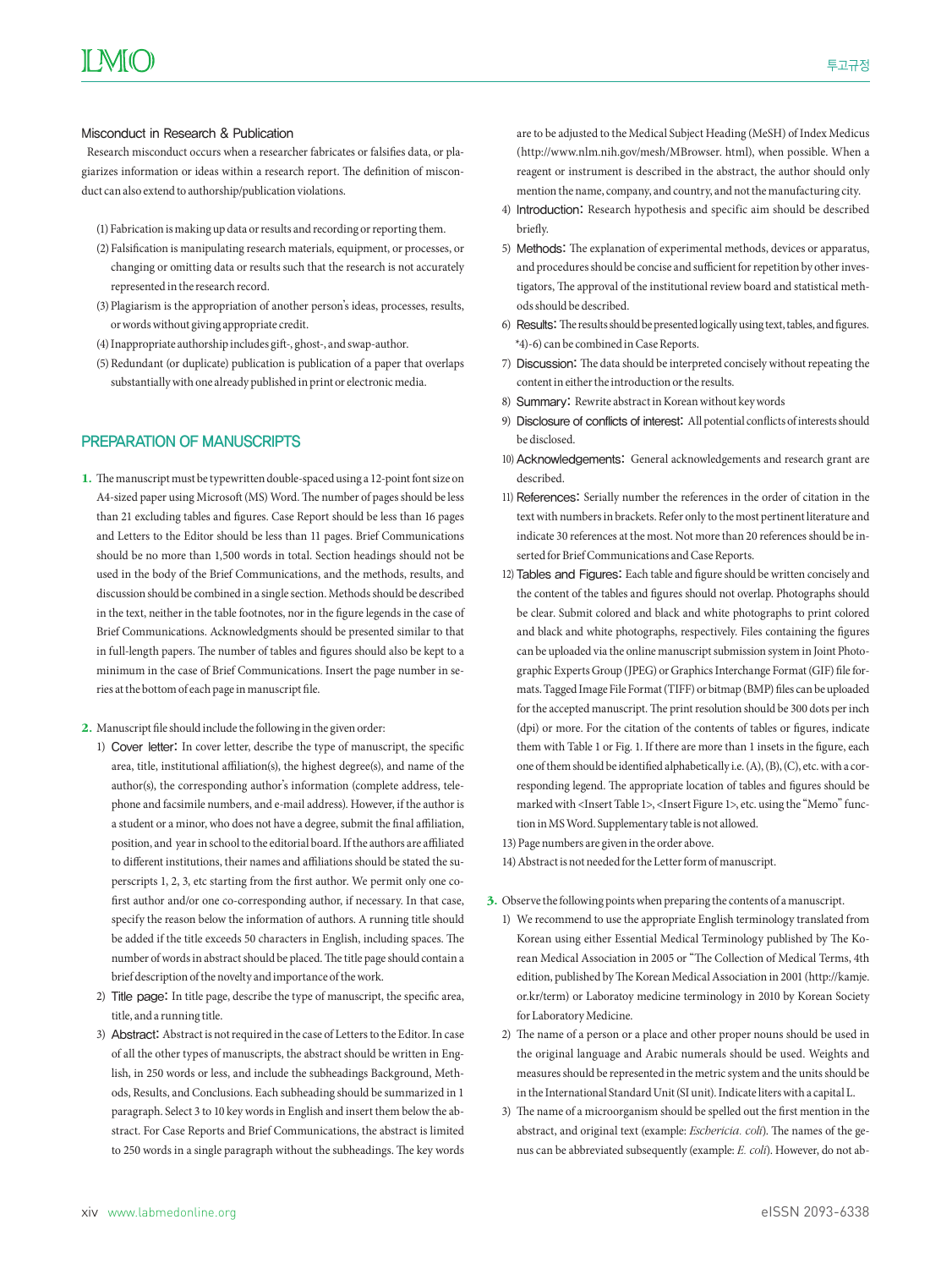### Misconduct in Research & Publication

Research misconduct occurs when a researcher fabricates or falsifies data, or plagiarizes information or ideas within a research report. The definition of misconduct can also extend to authorship/publication violations.

(1) Fabrication is making up data or results and recording or reporting them.
(2) Falsification is manipulating research materials, equipment, or processes, or changing or omitting data or results such that the research is not accurately represented in the research record.
(3) Plagiarism is the appropriation of another person's ideas, processes, results, or words without giving appropriate credit.
(4) Inappropriate authorship includes gift-, ghost-, and swap-author.
(5) Redundant (or duplicate) publication is publication of a paper that overlaps substantially with one already published in print or electronic media.

## PREPARATION OF MANUSCRIPTS

**1.** The manuscript must be typewritten double-spaced using a 12-point font size on A4-sized paper using Microsoft (MS) Word. The number of pages should be less than 21 excluding tables and figures. Case Report should be less than 16 pages and Letters to the Editor should be less than 11 pages. Brief Communications should be no more than 1,500 words in total. Section headings should not be used in the body of the Brief Communications, and the methods, results, and discussion should be combined in a single section. Methods should be described in the text, neither in the table footnotes, nor in the figure legends in the case of Brief Communications. Acknowledgments should be presented similar to that in full-length papers. The number of tables and figures should also be kept to a minimum in the case of Brief Communications. Insert the page number in series at the bottom of each page in manuscript file.

**2.** Manuscript file should include the following in the given order:

1) Cover letter: In cover letter, describe the type of manuscript, the specific area, title, institutional affiliation(s), the highest degree(s), and name of the author(s), the corresponding author's information (complete address, telephone and facsimile numbers, and e-mail address). However, if the author is a student or a minor, who does not have a degree, submit the final affiliation, position, and year in school to the editorial board. If the authors are affiliated to different institutions, their names and affiliations should be stated the superscripts 1, 2, 3, etc starting from the first author. We permit only one co-first author and/or one co-corresponding author, if necessary. In that case, specify the reason below the information of authors. A running title should be added if the title exceeds 50 characters in English, including spaces. The number of words in abstract should be placed. The title page should contain a brief description of the novelty and importance of the work.
2) Title page: In title page, describe the type of manuscript, the specific area, title, and a running title.
3) Abstract: Abstract is not required in the case of Letters to the Editor. In case of all the other types of manuscripts, the abstract should be written in English, in 250 words or less, and include the subheadings Background, Methods, Results, and Conclusions. Each subheading should be summarized in 1 paragraph. Select 3 to 10 key words in English and insert them below the abstract. For Case Reports and Brief Communications, the abstract is limited to 250 words in a single paragraph without the subheadings. The key words are to be adjusted to the Medical Subject Heading (MeSH) of Index Medicus (http://www.nlm.nih.gov/mesh/MBrowser. html), when possible. When a reagent or instrument is described in the abstract, the author should only mention the name, company, and country, and not the manufacturing city.
4) Introduction: Research hypothesis and specific aim should be described briefly.
5) Methods: The explanation of experimental methods, devices or apparatus, and procedures should be concise and sufficient for repetition by other investigators, The approval of the institutional review board and statistical methods should be described.
6) Results: The results should be presented logically using text, tables, and figures. *4)-6) can be combined in Case Reports.
7) Discussion: The data should be interpreted concisely without repeating the content in either the introduction or the results.
8) Summary: Rewrite abstract in Korean without key words
9) Disclosure of conflicts of interest: All potential conflicts of interests should be disclosed.
10) Acknowledgements: General acknowledgements and research grant are described.
11) References: Serially number the references in the order of citation in the text with numbers in brackets. Refer only to the most pertinent literature and indicate 30 references at the most. Not more than 20 references should be inserted for Brief Communications and Case Reports.
12) Tables and Figures: Each table and figure should be written concisely and the content of the tables and figures should not overlap. Photographs should be clear. Submit colored and black and white photographs to print colored and black and white photographs, respectively. Files containing the figures can be uploaded via the online manuscript submission system in Joint Photographic Experts Group (JPEG) or Graphics Interchange Format (GIF) file formats. Tagged Image File Format (TIFF) or bitmap (BMP) files can be uploaded for the accepted manuscript. The print resolution should be 300 dots per inch (dpi) or more. For the citation of the contents of tables or figures, indicate them with Table 1 or Fig. 1. If there are more than 1 insets in the figure, each one of them should be identified alphabetically i.e. (A), (B), (C), etc. with a corresponding legend. The appropriate location of tables and figures should be marked with <Insert Table 1>, <Insert Figure 1>, etc. using the "Memo" function in MS Word. Supplementary table is not allowed.
13) Page numbers are given in the order above.
14) Abstract is not needed for the Letter form of manuscript.

**3.** Observe the following points when preparing the contents of a manuscript.

1) We recommend to use the appropriate English terminology translated from Korean using either Essential Medical Terminology published by The Korean Medical Association in 2005 or "The Collection of Medical Terms, 4th edition, published by The Korean Medical Association in 2001 (http://kamje.or.kr/term) or Laboratoy medicine terminology in 2010 by Korean Society for Laboratory Medicine.
2) The name of a person or a place and other proper nouns should be used in the original language and Arabic numerals should be used. Weights and measures should be represented in the metric system and the units should be in the International Standard Unit (SI unit). Indicate liters with a capital L.
3) The name of a microorganism should be spelled out the first mention in the abstract, and original text (example: *Escheriсia. coli*). The names of the genus can be abbreviated subsequently (example: *E. coli*). However, do not ab-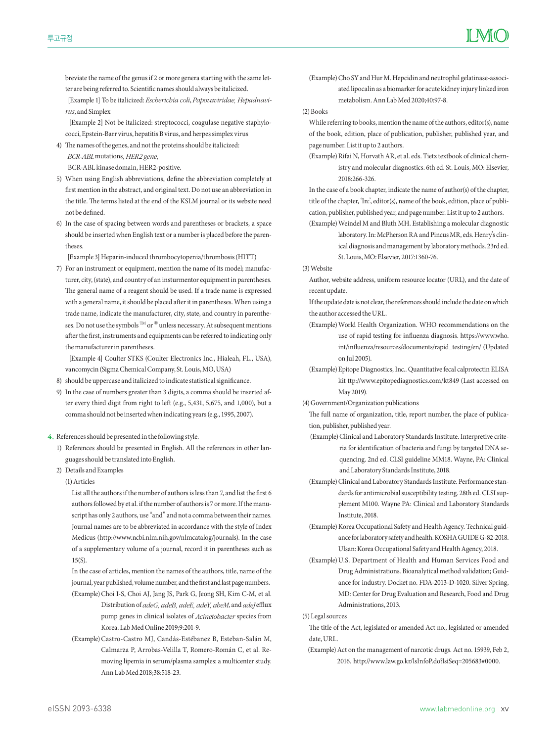breviate the name of the genus if 2 or more genera starting with the same letter are being referred to. Scientific names should always be italicized.

[Example 1] To be italicized: *Escherichia coli*, *Papovaviridae, Hepadnavirus*, and Simplex

[Example 2] Not be italicized: streptococci, coagulase negative staphylococci, Epstein-Barr virus, hepatitis B virus, and herpes simplex virus

4) The names of the genes, and not the proteins should be italicized:
*BCR-ABL* mutations*, HER2 gene,*
BCR-ABL kinase domain, HER2-positive.

5) When using English abbreviations, define the abbreviation completely at first mention in the abstract, and original text. Do not use an abbreviation in the title. The terms listed at the end of the KSLM journal or its website need not be defined.

6) In the case of spacing between words and parentheses or brackets, a space should be inserted when English text or a number is placed before the parentheses.

[Example 3] Heparin-induced thrombocytopenia/thrombosis (HITT)

7) For an instrument or equipment, mention the name of its model; manufacturer, city, (state), and country of an insturmentor equipment in parentheses. The general name of a reagent should be used. If a trade name is expressed with a general name, it should be placed after it in parentheses. When using a trade name, indicate the manufacturer, city, state, and country in parentheses. Do not use the symbols ™ or ® unless necessary. At subsequent mentions after the first, instruments and equipments can be referred to indicating only the manufacturer in parentheses.

[Example 4] Coulter STKS (Coulter Electronics Inc., Hialeah, FL., USA), vancomycin (Sigma Chemical Company, St. Louis, MO, USA)

8) should be uppercase and italicized to indicate statistical significance.

9) In the case of numbers greater than 3 digits, a comma should be inserted after every third digit from right to left (e.g., 5,431, 5,675, and 1,000), but a comma should not be inserted when indicating years (e.g., 1995, 2007).

**4.** References should be presented in the following style.

1) References should be presented in English. All the references in other languages should be translated into English.

2) Details and Examples

(1) Articles

List all the authors if the number of authors is less than 7, and list the first 6 authors followed by et al. if the number of authors is 7 or more. If the manuscript has only 2 authors, use "and" and not a comma between their names. Journal names are to be abbreviated in accordance with the style of Index Medicus (http://www.ncbi.nlm.nih.gov/nlmcatalog/journals). In the case of a supplementary volume of a journal, record it in parentheses such as 15(S).

In the case of articles, mention the names of the authors, title, name of the journal, year published, volume number, and the first and last page numbers.

(Example) Choi I-S, Choi AJ, Jang JS, Park G, Jeong SH, Kim C-M, et al. Distribution of *adeG, adeB, adeE, adeY, abeM,* and *adeJ* efflux pump genes in clinical isolates of *Acinetobacter* species from Korea. Lab Med Online 2019;9:201-9.

(Example) Castro-Castro MJ, Candás-Estébanez B, Esteban-Salán M, Calmarza P, Arrobas-Velilla T, Romero-Román C, et al. Removing lipemia in serum/plasma samples: a multicenter study. Ann Lab Med 2018;38:518-23.

(Example) Cho SY and Hur M. Hepcidin and neutrophil gelatinase-associated lipocalin as a biomarker for acute kidney injury linked iron metabolism. Ann Lab Med 2020;40:97-8.

(2) Books

While referring to books, mention the name of the authors, editor(s), name of the book, edition, place of publication, publisher, published year, and page number. List it up to 2 authors.

(Example) Rifai N, Horvath AR, et al. eds. Tietz textbook of clinical chemistry and molecular diagnostics. 6th ed. St. Louis, MO: Elsevier, 2018:266-326.

In the case of a book chapter, indicate the name of author(s) of the chapter, title of the chapter, 'In:', editor(s), name of the book, edition, place of publication, publisher, published year, and page number. List it up to 2 authors.

(Example) Weindel M and Bluth MH. Establishing a molecular diagnostic laboratory. In: McPherson RA and Pincus MR, eds. Henry's clinical diagnosis and management by laboratory methods. 23rd ed. St. Louis, MO: Elsevier, 2017:1360-76.

(3) Website

Author, website address, uniform resource locator (URL), and the date of recent update.

If the update date is not clear, the references should include the date on which the author accessed the URL.

(Example) World Health Organization. WHO recommendations on the use of rapid testing for influenza diagnosis. https://www.who.int/influenza/resources/documents/rapid_testing/en/ (Updated on Jul 2005).

(Example) Epitope Diagnostics, Inc.. Quantitative fecal calprotectin ELISA kit ttp://www.epitopediagnostics.com/kt849 (Last accessed on May 2019).

(4) Government/Organization publications

The full name of organization, title, report number, the place of publication, publisher, published year.

(Example) Clinical and Laboratory Standards Institute. Interpretive criteria for identification of bacteria and fungi by targeted DNA sequencing. 2nd ed. CLSI guideline MM18. Wayne, PA: Clinical and Laboratory Standards Institute, 2018.

(Example) Clinical and Laboratory Standards Institute. Performance standards for antimicrobial susceptibility testing. 28th ed. CLSI supplement M100. Wayne PA: Clinical and Laboratory Standards Institute, 2018.

(Example) Korea Occupational Safety and Health Agency. Technical guidance for laboratory safety and health. KOSHA GUIDE G-82-2018. Ulsan: Korea Occupational Safety and Health Agency, 2018.

(Example) U.S. Department of Health and Human Services Food and Drug Administrations. Bioanalytical method validation; Guidance for industry. Docket no. FDA-2013-D-1020. Silver Spring, MD: Center for Drug Evaluation and Research, Food and Drug Administrations, 2013.

(5) Legal sources

The title of the Act, legislated or amended Act no., legislated or amended date, URL.

(Example) Act on the management of narcotic drugs. Act no. 15939, Feb 2, 2016. http://www.law.go.kr/lsInfoP.do?lsiSeq=205683#0000.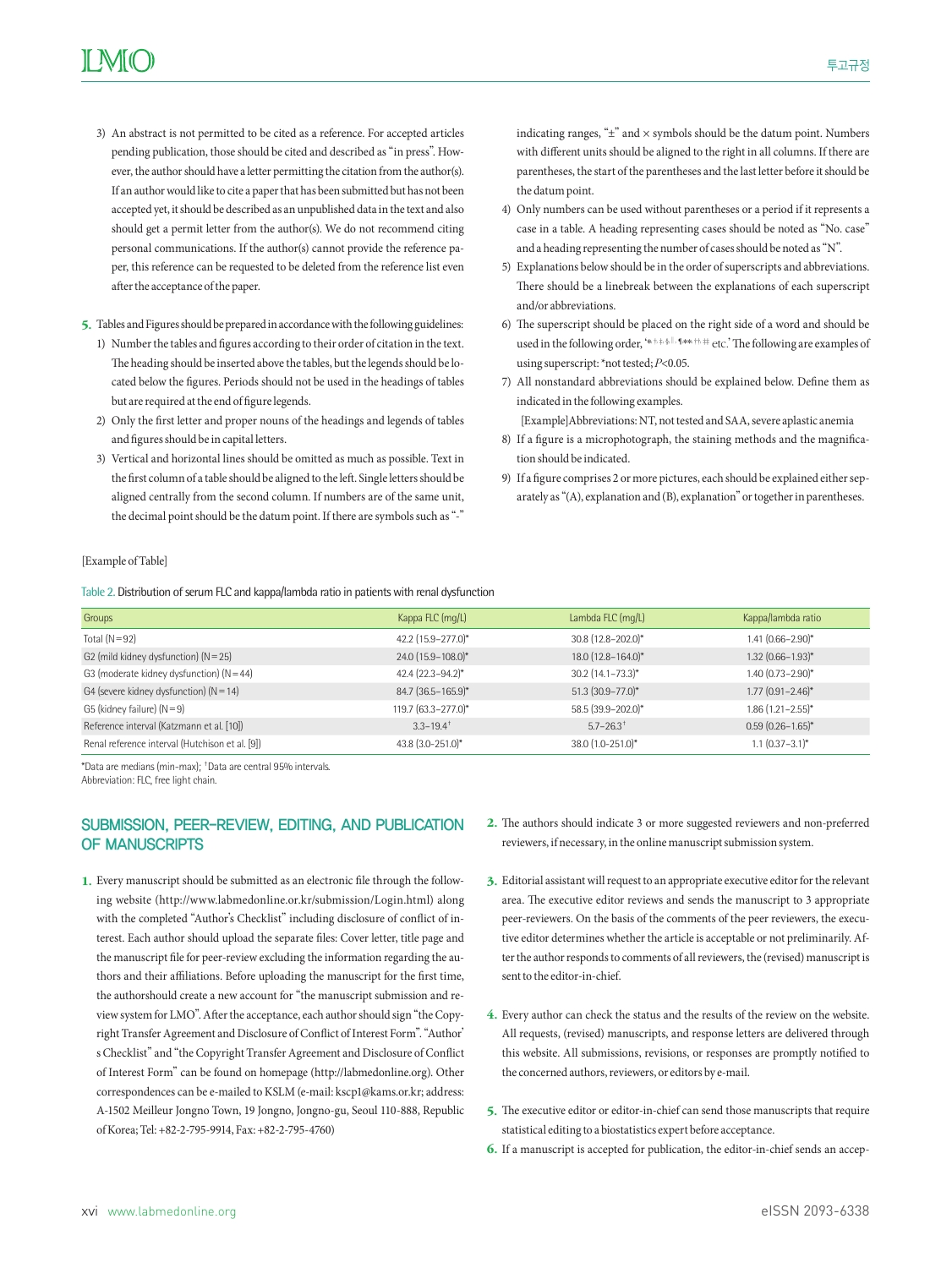3) An abstract is not permitted to be cited as a reference. For accepted articles pending publication, those should be cited and described as "in press". However, the author should have a letter permitting the citation from the author(s). If an author would like to cite a paper that has been submitted but has not been accepted yet, it should be described as an unpublished data in the text and also should get a permit letter from the author(s). We do not recommend citing personal communications. If the author(s) cannot provide the reference paper, this reference can be requested to be deleted from the reference list even after the acceptance of the paper.

**5.** Tables and Figures should be prepared in accordance with the following guidelines:

1) Number the tables and figures according to their order of citation in the text. The heading should be inserted above the tables, but the legends should be located below the figures. Periods should not be used in the headings of tables but are required at the end of figure legends.
2) Only the first letter and proper nouns of the headings and legends of tables and figures should be in capital letters.
3) Vertical and horizontal lines should be omitted as much as possible. Text in the first column of a table should be aligned to the left. Single letters should be aligned centrally from the second column. If numbers are of the same unit, the decimal point should be the datum point. If there are symbols such as "-" indicating ranges, "±" and × symbols should be the datum point. Numbers with different units should be aligned to the right in all columns. If there are parentheses, the start of the parentheses and the last letter before it should be the datum point.
4) Only numbers can be used without parentheses or a period if it represents a case in a table. A heading representing cases should be noted as "No. case" and a heading representing the number of cases should be noted as "N".
5) Explanations below should be in the order of superscripts and abbreviations. There should be a linebreak between the explanations of each superscript and/or abbreviations.
6) The superscript should be placed on the right side of a word and should be used in the following order, '*, †, ‡, §, ||, ¶, **, ††, ‡‡ etc.' The following are examples of using superscript: *not tested; $P$<0.05.
7) All nonstandard abbreviations should be explained below. Define them as indicated in the following examples.
   [Example]Abbreviations: NT, not tested and SAA, severe aplastic anemia
8) If a figure is a microphotograph, the staining methods and the magnification should be indicated.
9) If a figure comprises 2 or more pictures, each should be explained either separately as "(A), explanation and (B), explanation" or together in parentheses.

[Example of Table]

Table 2. Distribution of serum FLC and kappa/lambda ratio in patients with renal dysfunction

| Groups | Kappa FLC (mg/L) | Lambda FLC (mg/L) | Kappa/lambda ratio |
|---|---|---|---|
| Total (N=92) | 42.2 (15.9–277.0)* | 30.8 (12.8–202.0)* | 1.41 (0.66–2.90)* |
| G2 (mild kidney dysfunction) (N=25) | 24.0 (15.9–108.0)* | 18.0 (12.8–164.0)* | 1.32 (0.66–1.93)* |
| G3 (moderate kidney dysfunction) (N=44) | 42.4 (22.3–94.2)* | 30.2 (14.1–73.3)* | 1.40 (0.73–2.90)* |
| G4 (severe kidney dysfunction) (N=14) | 84.7 (36.5–165.9)* | 51.3 (30.9–77.0)* | 1.77 (0.91–2.46)* |
| G5 (kidney failure) (N=9) | 119.7 (63.3–277.0)* | 58.5 (39.9–202.0)* | 1.86 (1.21–2.55)* |
| Reference interval (Katzmann et al. [10]) | 3.3–19.4† | 5.7–26.3† | 0.59 (0.26–1.65)* |
| Renal reference interval (Hutchison et al. [9]) | 43.8 (3.0–251.0)* | 38.0 (1.0–251.0)* | 1.1 (0.37–3.1)* |

*Data are medians (min-max); †Data are central 95% intervals.
Abbreviation: FLC, free light chain.

## SUBMISSION, PEER-REVIEW, EDITING, AND PUBLICATION OF MANUSCRIPTS

**1.** Every manuscript should be submitted as an electronic file through the following website (http://www.labmedonline.or.kr/submission/Login.html) along with the completed "Author's Checklist" including disclosure of conflict of interest. Each author should upload the separate files: Cover letter, title page and the manuscript file for peer-review excluding the information regarding the authors and their affiliations. Before uploading the manuscript for the first time, the authorshould create a new account for "the manuscript submission and review system for LMO". After the acceptance, each author should sign "the Copyright Transfer Agreement and Disclosure of Conflict of Interest Form". "Author' s Checklist" and "the Copyright Transfer Agreement and Disclosure of Conflict of Interest Form" can be found on homepage (http://labmedonline.org). Other correspondences can be e-mailed to KSLM (e-mail: kscp1@kams.or.kr; address: A-1502 Meilleur Jongno Town, 19 Jongno, Jongno-gu, Seoul 110-888, Republic of Korea; Tel: +82-2-795-9914, Fax: +82-2-795-4760)

**2.** The authors should indicate 3 or more suggested reviewers and non-preferred reviewers, if necessary, in the online manuscript submission system.

**3.** Editorial assistant will request to an appropriate executive editor for the relevant area. The executive editor reviews and sends the manuscript to 3 appropriate peer-reviewers. On the basis of the comments of the peer reviewers, the executive editor determines whether the article is acceptable or not preliminarily. After the author responds to comments of all reviewers, the (revised) manuscript is sent to the editor-in-chief.

**4.** Every author can check the status and the results of the review on the website. All requests, (revised) manuscripts, and response letters are delivered through this website. All submissions, revisions, or responses are promptly notified to the concerned authors, reviewers, or editors by e-mail.

**5.** The executive editor or editor-in-chief can send those manuscripts that require statistical editing to a biostatistics expert before acceptance.

**6.** If a manuscript is accepted for publication, the editor-in-chief sends an accep-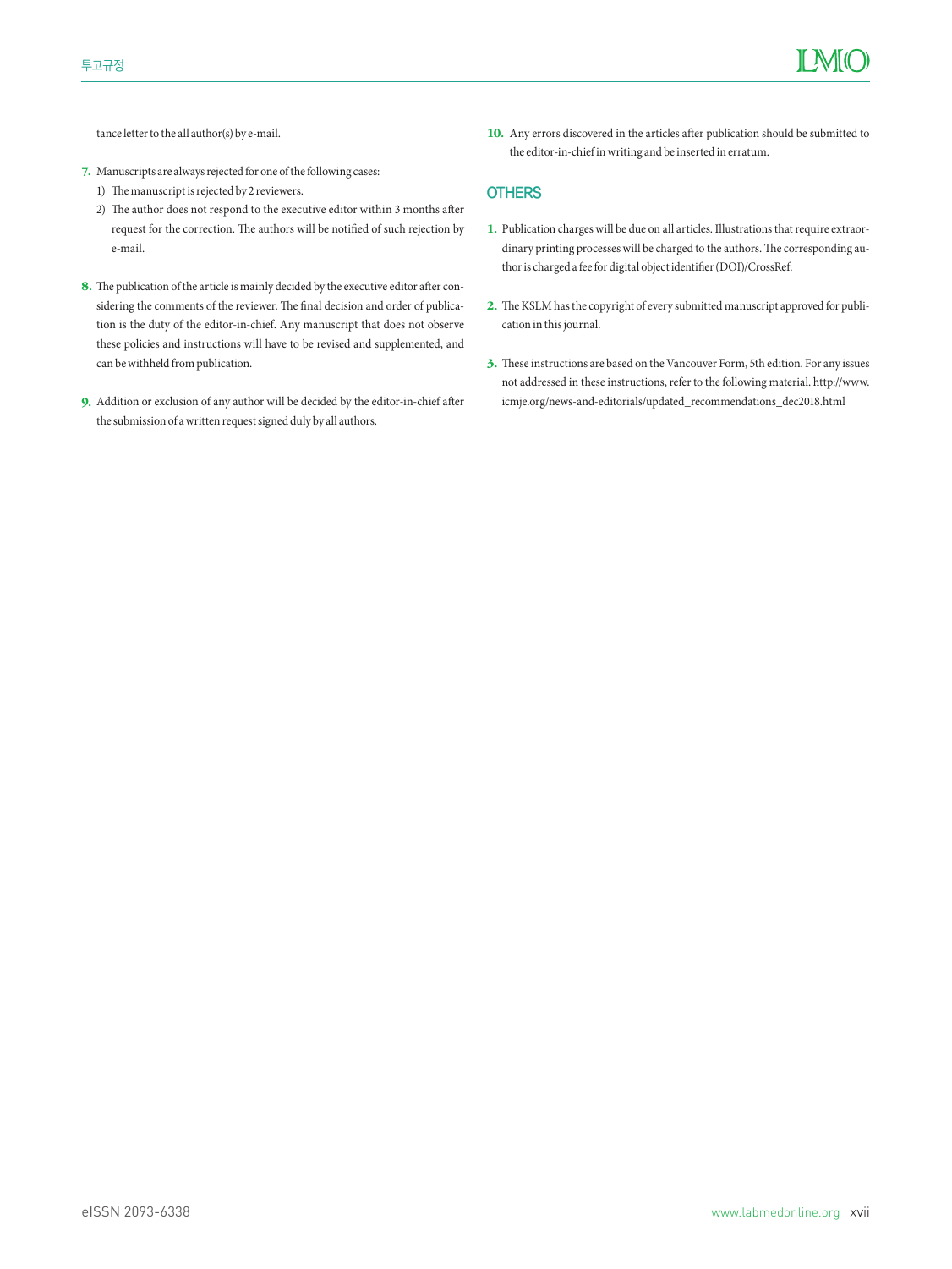tance letter to the all author(s) by e-mail.

**7.** Manuscripts are always rejected for one of the following cases:

1) The manuscript is rejected by 2 reviewers.
2) The author does not respond to the executive editor within 3 months after request for the correction. The authors will be notified of such rejection by e-mail.

**8.** The publication of the article is mainly decided by the executive editor after considering the comments of the reviewer. The final decision and order of publication is the duty of the editor-in-chief. Any manuscript that does not observe these policies and instructions will have to be revised and supplemented, and can be withheld from publication.

**9.** Addition or exclusion of any author will be decided by the editor-in-chief after the submission of a written request signed duly by all authors.

**10.** Any errors discovered in the articles after publication should be submitted to the editor-in-chief in writing and be inserted in erratum.

## OTHERS

**1.** Publication charges will be due on all articles. Illustrations that require extraordinary printing processes will be charged to the authors. The corresponding author is charged a fee for digital object identifier (DOI)/CrossRef.

**2.** The KSLM has the copyright of every submitted manuscript approved for publication in this journal.

**3.** These instructions are based on the Vancouver Form, 5th edition. For any issues not addressed in these instructions, refer to the following material. http://www.icmje.org/news-and-editorials/updated_recommendations_dec2018.html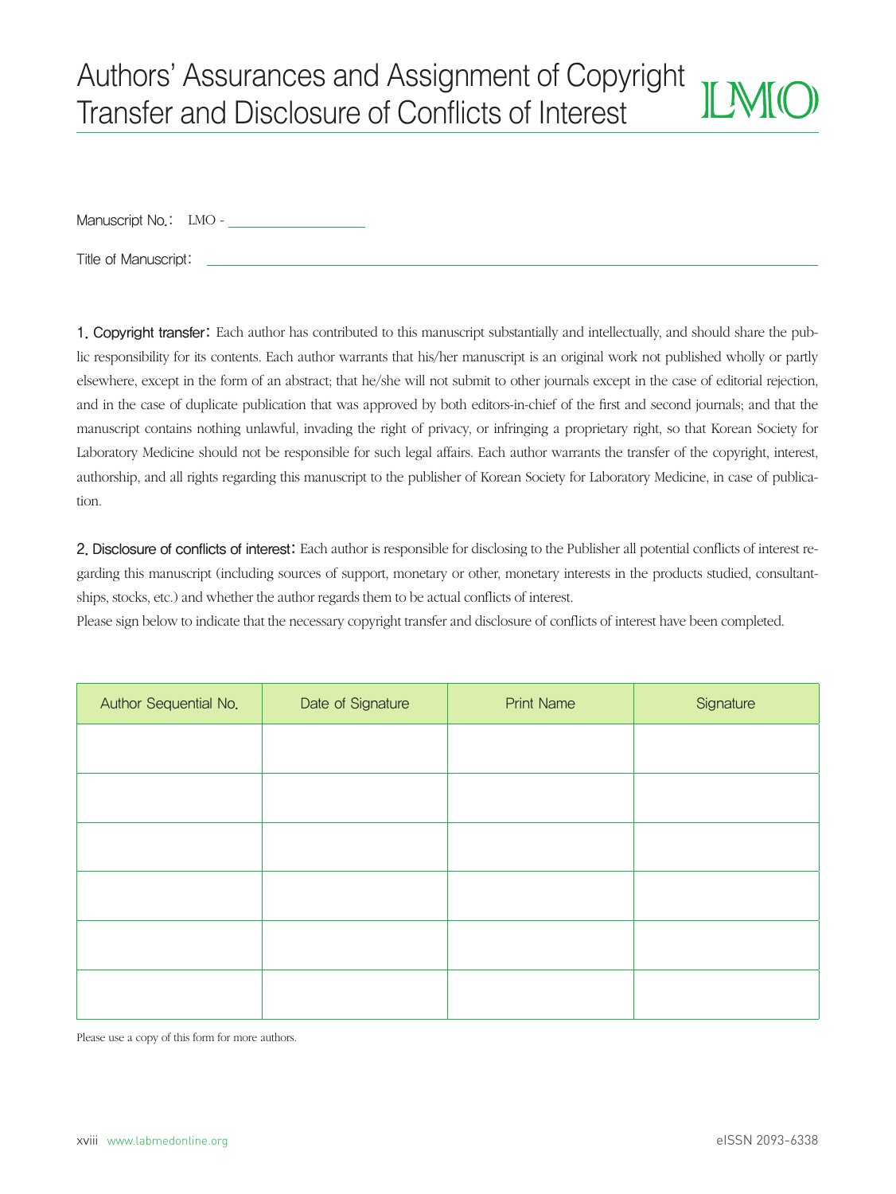# Authors' Assurances and Assignment of Copyright Transfer and Disclosure of Conflicts of Interest

LMO

Manuscript No.: LMO - ____________________

Title of Manuscript: ____________________________________________________________________________

**1. Copyright transfer:** Each author has contributed to this manuscript substantially and intellectually, and should share the public responsibility for its contents. Each author warrants that his/her manuscript is an original work not published wholly or partly elsewhere, except in the form of an abstract; that he/she will not submit to other journals except in the case of editorial rejection, and in the case of duplicate publication that was approved by both editors-in-chief of the first and second journals; and that the manuscript contains nothing unlawful, invading the right of privacy, or infringing a proprietary right, so that Korean Society for Laboratory Medicine should not be responsible for such legal affairs. Each author warrants the transfer of the copyright, interest, authorship, and all rights regarding this manuscript to the publisher of Korean Society for Laboratory Medicine, in case of publication.

**2. Disclosure of conflicts of interest:** Each author is responsible for disclosing to the Publisher all potential conflicts of interest regarding this manuscript (including sources of support, monetary or other, monetary interests in the products studied, consultantships, stocks, etc.) and whether the author regards them to be actual conflicts of interest.

Please sign below to indicate that the necessary copyright transfer and disclosure of conflicts of interest have been completed.

| Author Sequential No. | Date of Signature | Print Name | Signature |
|---|---|---|---|
| | | | |
| | | | |
| | | | |
| | | | |
| | | | |
| | | | |

Please use a copy of this form for more authors.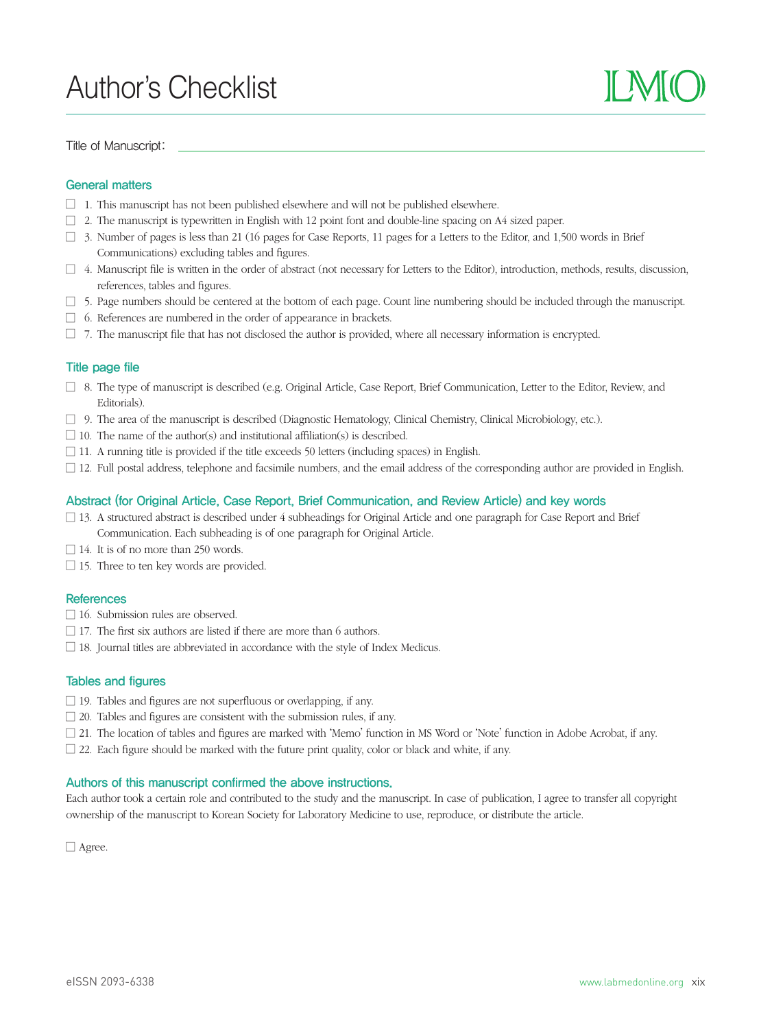# Author's Checklist

Title of Manuscript: ______________________________

## General matters

- ☐ 1. This manuscript has not been published elsewhere and will not be published elsewhere.
- ☐ 2. The manuscript is typewritten in English with 12 point font and double-line spacing on A4 sized paper.
- ☐ 3. Number of pages is less than 21 (16 pages for Case Reports, 11 pages for a Letters to the Editor, and 1,500 words in Brief Communications) excluding tables and figures.
- ☐ 4. Manuscript file is written in the order of abstract (not necessary for Letters to the Editor), introduction, methods, results, discussion, references, tables and figures.
- ☐ 5. Page numbers should be centered at the bottom of each page. Count line numbering should be included through the manuscript.
- ☐ 6. References are numbered in the order of appearance in brackets.
- ☐ 7. The manuscript file that has not disclosed the author is provided, where all necessary information is encrypted.

## Title page file

- ☐ 8. The type of manuscript is described (e.g. Original Article, Case Report, Brief Communication, Letter to the Editor, Review, and Editorials).
- ☐ 9. The area of the manuscript is described (Diagnostic Hematology, Clinical Chemistry, Clinical Microbiology, etc.).
- ☐ 10. The name of the author(s) and institutional affiliation(s) is described.
- ☐ 11. A running title is provided if the title exceeds 50 letters (including spaces) in English.
- ☐ 12. Full postal address, telephone and facsimile numbers, and the email address of the corresponding author are provided in English.

## Abstract (for Original Article, Case Report, Brief Communication, and Review Article) and key words

- ☐ 13. A structured abstract is described under 4 subheadings for Original Article and one paragraph for Case Report and Brief Communication. Each subheading is of one paragraph for Original Article.
- ☐ 14. It is of no more than 250 words.
- ☐ 15. Three to ten key words are provided.

## References

- ☐ 16. Submission rules are observed.
- ☐ 17. The first six authors are listed if there are more than 6 authors.
- ☐ 18. Journal titles are abbreviated in accordance with the style of Index Medicus.

## Tables and figures

- ☐ 19. Tables and figures are not superfluous or overlapping, if any.
- ☐ 20. Tables and figures are consistent with the submission rules, if any.
- ☐ 21. The location of tables and figures are marked with 'Memo' function in MS Word or 'Note' function in Adobe Acrobat, if any.
- ☐ 22. Each figure should be marked with the future print quality, color or black and white, if any.

## Authors of this manuscript confirmed the above instructions.

Each author took a certain role and contributed to the study and the manuscript. In case of publication, I agree to transfer all copyright ownership of the manuscript to Korean Society for Laboratory Medicine to use, reproduce, or distribute the article.

☐ Agree.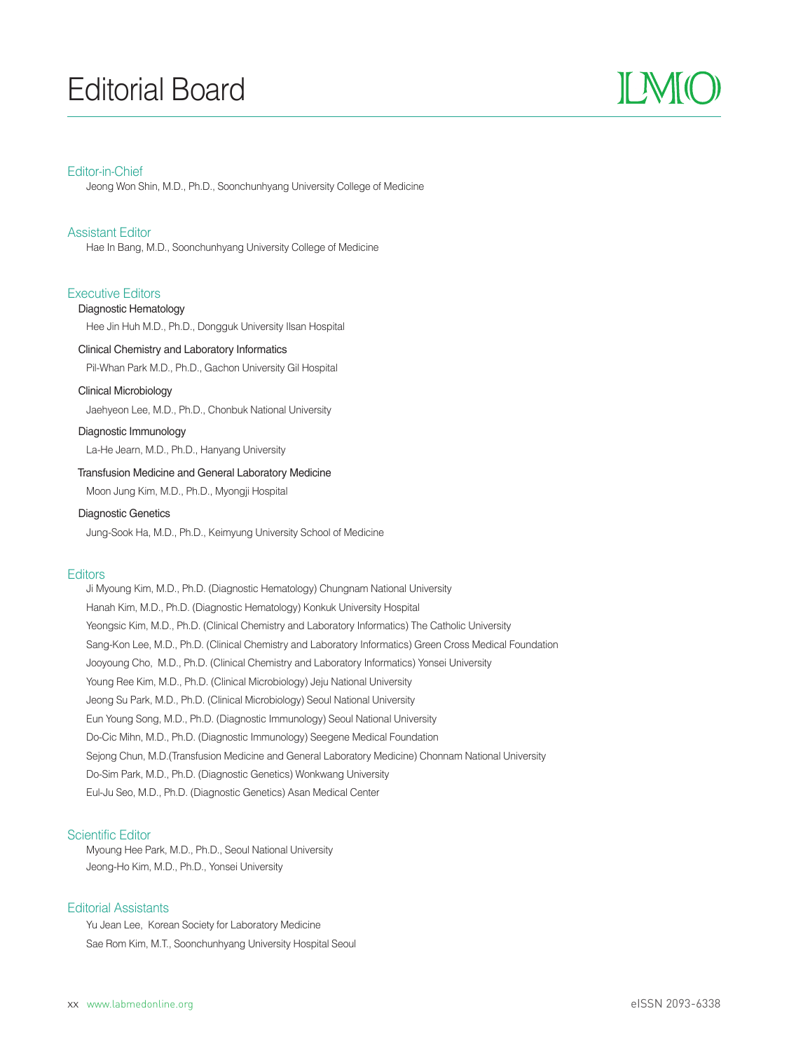# Editorial Board

## Editor-in-Chief

Jeong Won Shin, M.D., Ph.D., Soonchunhyang University College of Medicine

## Assistant Editor

Hae In Bang, M.D., Soonchunhyang University College of Medicine

## Executive Editors

### Diagnostic Hematology

Hee Jin Huh M.D., Ph.D., Dongguk University Ilsan Hospital

### Clinical Chemistry and Laboratory Informatics

Pil-Whan Park M.D., Ph.D., Gachon University Gil Hospital

### Clinical Microbiology

Jaehyeon Lee, M.D., Ph.D., Chonbuk National University

### Diagnostic Immunology

La-He Jearn, M.D., Ph.D., Hanyang University

### Transfusion Medicine and General Laboratory Medicine

Moon Jung Kim, M.D., Ph.D., Myongji Hospital

### Diagnostic Genetics

Jung-Sook Ha, M.D., Ph.D., Keimyung University School of Medicine

## Editors

Ji Myoung Kim, M.D., Ph.D. (Diagnostic Hematology) Chungnam National University

Hanah Kim, M.D., Ph.D. (Diagnostic Hematology) Konkuk University Hospital

Yeongsic Kim, M.D., Ph.D. (Clinical Chemistry and Laboratory Informatics) The Catholic University

Sang-Kon Lee, M.D., Ph.D. (Clinical Chemistry and Laboratory Informatics) Green Cross Medical Foundation

Jooyoung Cho, M.D., Ph.D. (Clinical Chemistry and Laboratory Informatics) Yonsei University

Young Ree Kim, M.D., Ph.D. (Clinical Microbiology) Jeju National University

Jeong Su Park, M.D., Ph.D. (Clinical Microbiology) Seoul National University

Eun Young Song, M.D., Ph.D. (Diagnostic Immunology) Seoul National University

Do-Cic Mihn, M.D., Ph.D. (Diagnostic Immunology) Seegene Medical Foundation

Sejong Chun, M.D.(Transfusion Medicine and General Laboratory Medicine) Chonnam National University

Do-Sim Park, M.D., Ph.D. (Diagnostic Genetics) Wonkwang University

Eul-Ju Seo, M.D., Ph.D. (Diagnostic Genetics) Asan Medical Center

## Scientific Editor

Myoung Hee Park, M.D., Ph.D., Seoul National University

Jeong-Ho Kim, M.D., Ph.D., Yonsei University

## Editorial Assistants

Yu Jean Lee, Korean Society for Laboratory Medicine

Sae Rom Kim, M.T., Soonchunhyang University Hospital Seoul